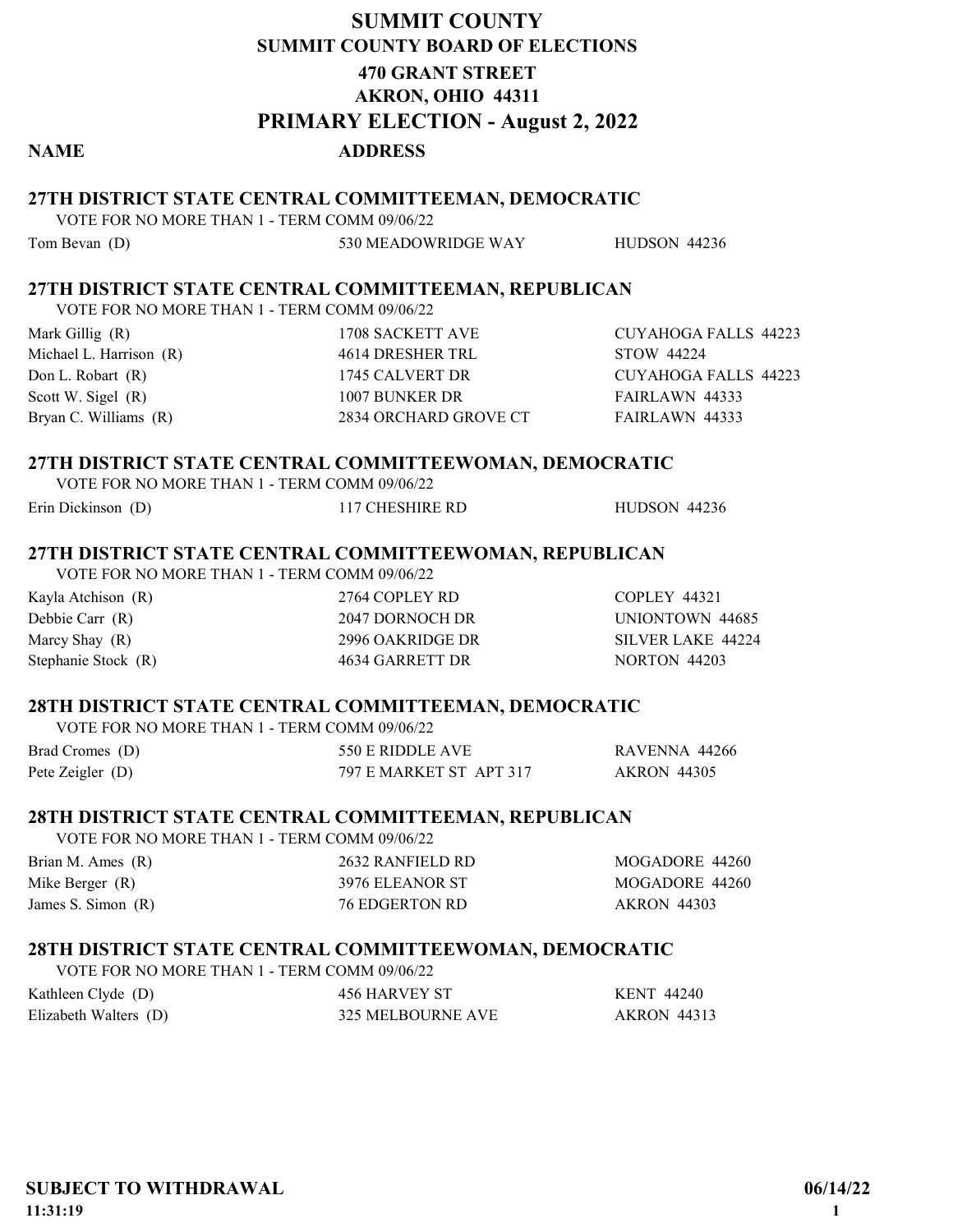# SUMMIT COUNTY

## SUMMIT COUNTY BOARD OF ELECTIONS

**470 GRANT STREET**

**AKRON, OHIO 44311**

## PRIMARY ELECTION - August 2, 2022

**NAME** **ADDRESS**

### 27TH DISTRICT STATE CENTRAL COMMITTEEMAN, DEMOCRATIC

VOTE FOR NO MORE THAN 1 - TERM COMM 09/06/22

| Name | Address | City |
|---|---|---|
| Tom Bevan (D) | 530 MEADOWRIDGE WAY | HUDSON 44236 |

### 27TH DISTRICT STATE CENTRAL COMMITTEEMAN, REPUBLICAN

VOTE FOR NO MORE THAN 1 - TERM COMM 09/06/22

| Name | Address | City |
|---|---|---|
| Mark Gillig (R) | 1708 SACKETT AVE | CUYAHOGA FALLS 44223 |
| Michael L. Harrison (R) | 4614 DRESHER TRL | STOW 44224 |
| Don L. Robart (R) | 1745 CALVERT DR | CUYAHOGA FALLS 44223 |
| Scott W. Sigel (R) | 1007 BUNKER DR | FAIRLAWN 44333 |
| Bryan C. Williams (R) | 2834 ORCHARD GROVE CT | FAIRLAWN 44333 |

### 27TH DISTRICT STATE CENTRAL COMMITTEEWOMAN, DEMOCRATIC

VOTE FOR NO MORE THAN 1 - TERM COMM 09/06/22

| Name | Address | City |
|---|---|---|
| Erin Dickinson (D) | 117 CHESHIRE RD | HUDSON 44236 |

### 27TH DISTRICT STATE CENTRAL COMMITTEEWOMAN, REPUBLICAN

VOTE FOR NO MORE THAN 1 - TERM COMM 09/06/22

| Name | Address | City |
|---|---|---|
| Kayla Atchison (R) | 2764 COPLEY RD | COPLEY 44321 |
| Debbie Carr (R) | 2047 DORNOCH DR | UNIONTOWN 44685 |
| Marcy Shay (R) | 2996 OAKRIDGE DR | SILVER LAKE 44224 |
| Stephanie Stock (R) | 4634 GARRETT DR | NORTON 44203 |

### 28TH DISTRICT STATE CENTRAL COMMITTEEMAN, DEMOCRATIC

VOTE FOR NO MORE THAN 1 - TERM COMM 09/06/22

| Name | Address | City |
|---|---|---|
| Brad Cromes (D) | 550 E RIDDLE AVE | RAVENNA 44266 |
| Pete Zeigler (D) | 797 E MARKET ST APT 317 | AKRON 44305 |

### 28TH DISTRICT STATE CENTRAL COMMITTEEMAN, REPUBLICAN

VOTE FOR NO MORE THAN 1 - TERM COMM 09/06/22

| Name | Address | City |
|---|---|---|
| Brian M. Ames (R) | 2632 RANFIELD RD | MOGADORE 44260 |
| Mike Berger (R) | 3976 ELEANOR ST | MOGADORE 44260 |
| James S. Simon (R) | 76 EDGERTON RD | AKRON 44303 |

### 28TH DISTRICT STATE CENTRAL COMMITTEEWOMAN, DEMOCRATIC

VOTE FOR NO MORE THAN 1 - TERM COMM 09/06/22

| Name | Address | City |
|---|---|---|
| Kathleen Clyde (D) | 456 HARVEY ST | KENT 44240 |
| Elizabeth Walters (D) | 325 MELBOURNE AVE | AKRON 44313 |

**SUBJECT TO WITHDRAWAL** **06/14/22**

**11:31:19**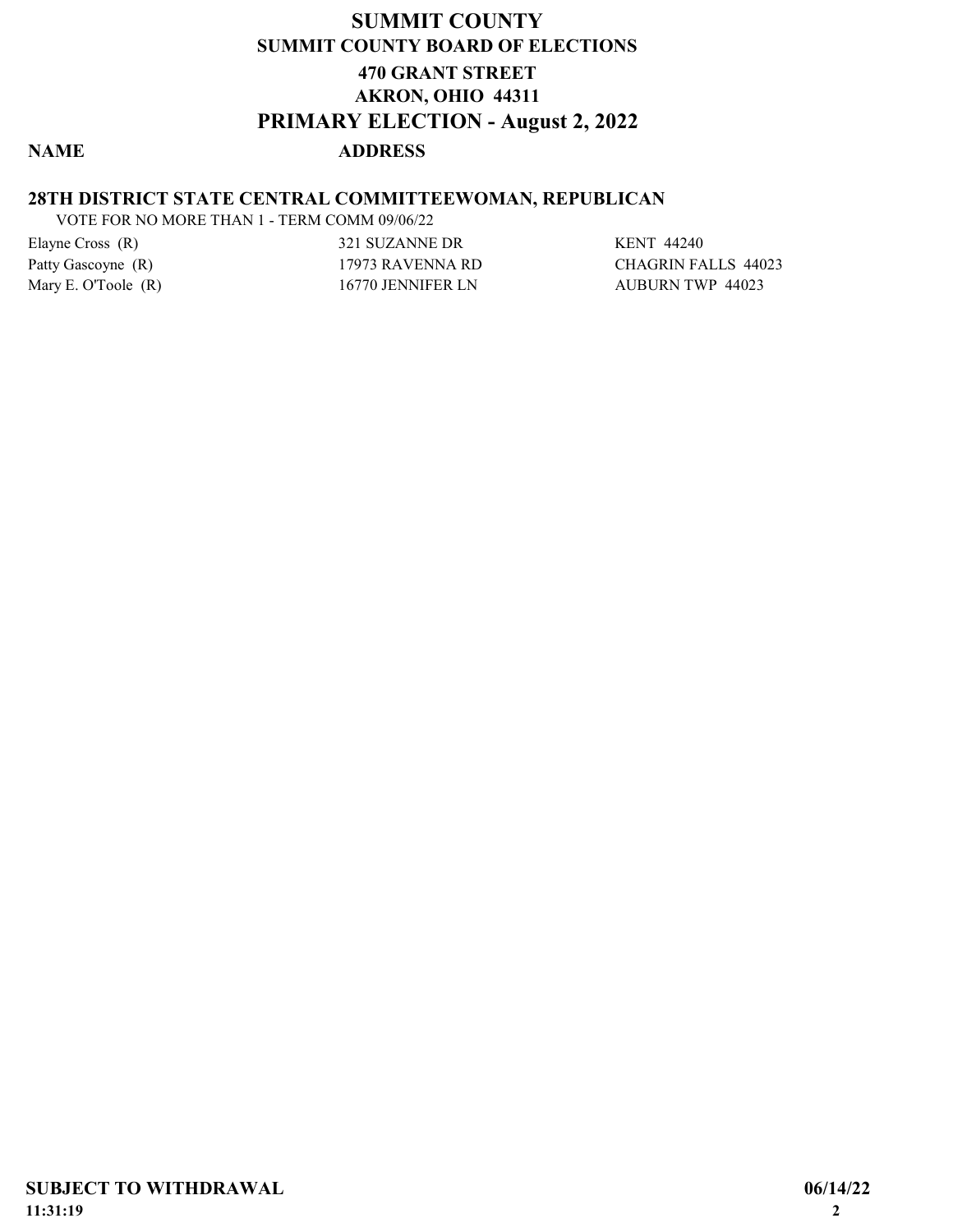# SUMMIT COUNTY

## SUMMIT COUNTY BOARD OF ELECTIONS

## 470 GRANT STREET

## AKRON, OHIO 44311

## PRIMARY ELECTION - August 2, 2022

**NAME** **ADDRESS**

### 28TH DISTRICT STATE CENTRAL COMMITTEEWOMAN, REPUBLICAN

VOTE FOR NO MORE THAN 1 - TERM COMM 09/06/22

| | | |
|---|---|---|
| Elayne Cross (R) | 321 SUZANNE DR | KENT 44240 |
| Patty Gascoyne (R) | 17973 RAVENNA RD | CHAGRIN FALLS 44023 |
| Mary E. O'Toole (R) | 16770 JENNIFER LN | AUBURN TWP 44023 |

**SUBJECT TO WITHDRAWAL** **06/14/22**

**11:31:19**